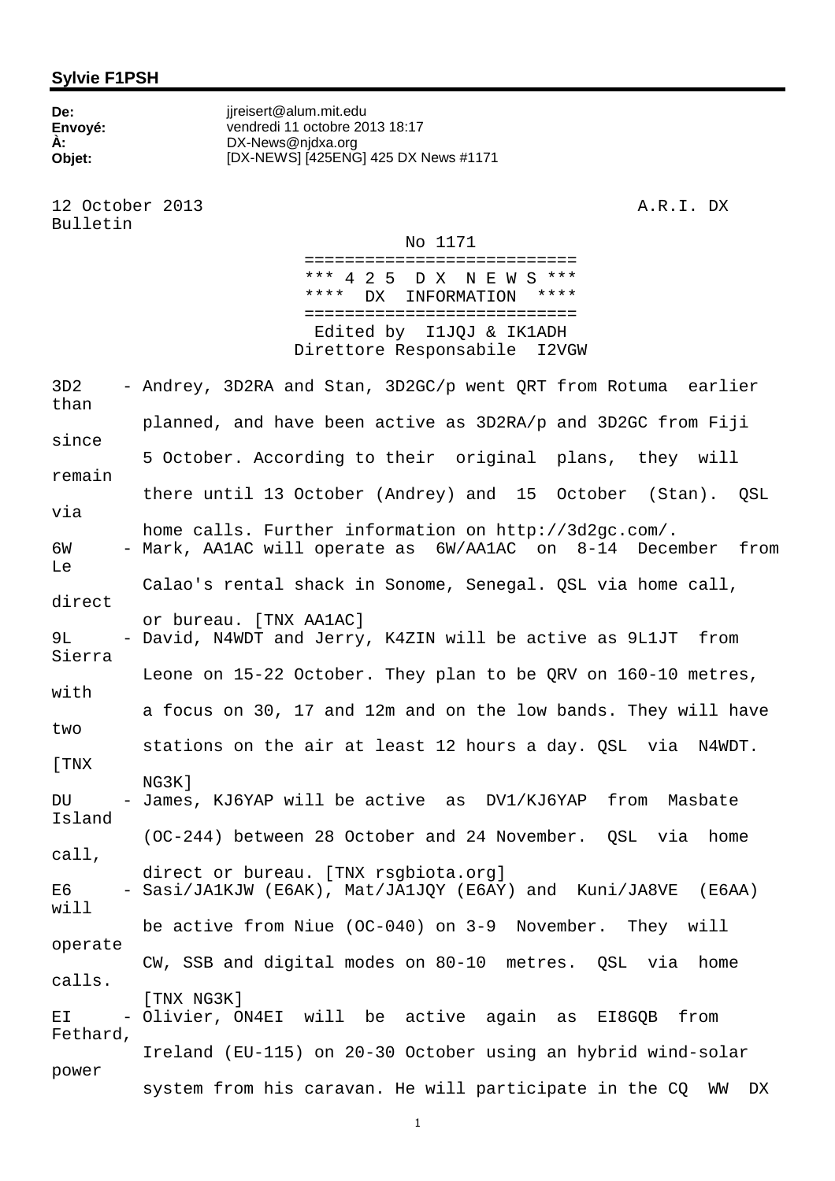**Sylvie F1PSH**

**De:** jjreisert@alum.mit.edu
**Envoyé:** vendredi 11 octobre 2013 18:17
**À:** DX-News@njdxa.org
**Objet:** [DX-NEWS] [425ENG] 425 DX News #1171

12 October 2013 A.R.I. DX Bulletin

No 1171

===========================
\*\*\* 4 2 5 D X N E W S \*\*\*
\*\*\*\* DX INFORMATION \*\*\*\*
===========================
Edited by I1JQJ & IK1ADH
Direttore Responsabile I2VGW

3D2 - Andrey, 3D2RA and Stan, 3D2GC/p went QRT from Rotuma earlier than planned, and have been active as 3D2RA/p and 3D2GC from Fiji since 5 October. According to their original plans, they will remain there until 13 October (Andrey) and 15 October (Stan). QSL via home calls. Further information on http://3d2gc.com/.

6W - Mark, AA1AC will operate as 6W/AA1AC on 8-14 December from Le Calao's rental shack in Sonome, Senegal. QSL via home call, direct or bureau. [TNX AA1AC]

9L - David, N4WDT and Jerry, K4ZIN will be active as 9L1JT from Sierra Leone on 15-22 October. They plan to be QRV on 160-10 metres, with a focus on 30, 17 and 12m and on the low bands. They will have two stations on the air at least 12 hours a day. QSL via N4WDT. [TNX NG3K]

DU - James, KJ6YAP will be active as DV1/KJ6YAP from Masbate Island (OC-244) between 28 October and 24 November. QSL via home call, direct or bureau. [TNX rsgbiota.org]

E6 - Sasi/JA1KJW (E6AK), Mat/JA1JQY (E6AY) and Kuni/JA8VE (E6AA) will be active from Niue (OC-040) on 3-9 November. They will operate CW, SSB and digital modes on 80-10 metres. QSL via home calls. [TNX NG3K]

EI - Olivier, ON4EI will be active again as EI8GQB from Fethard, Ireland (EU-115) on 20-30 October using an hybrid wind-solar power system from his caravan. He will participate in the CQ WW DX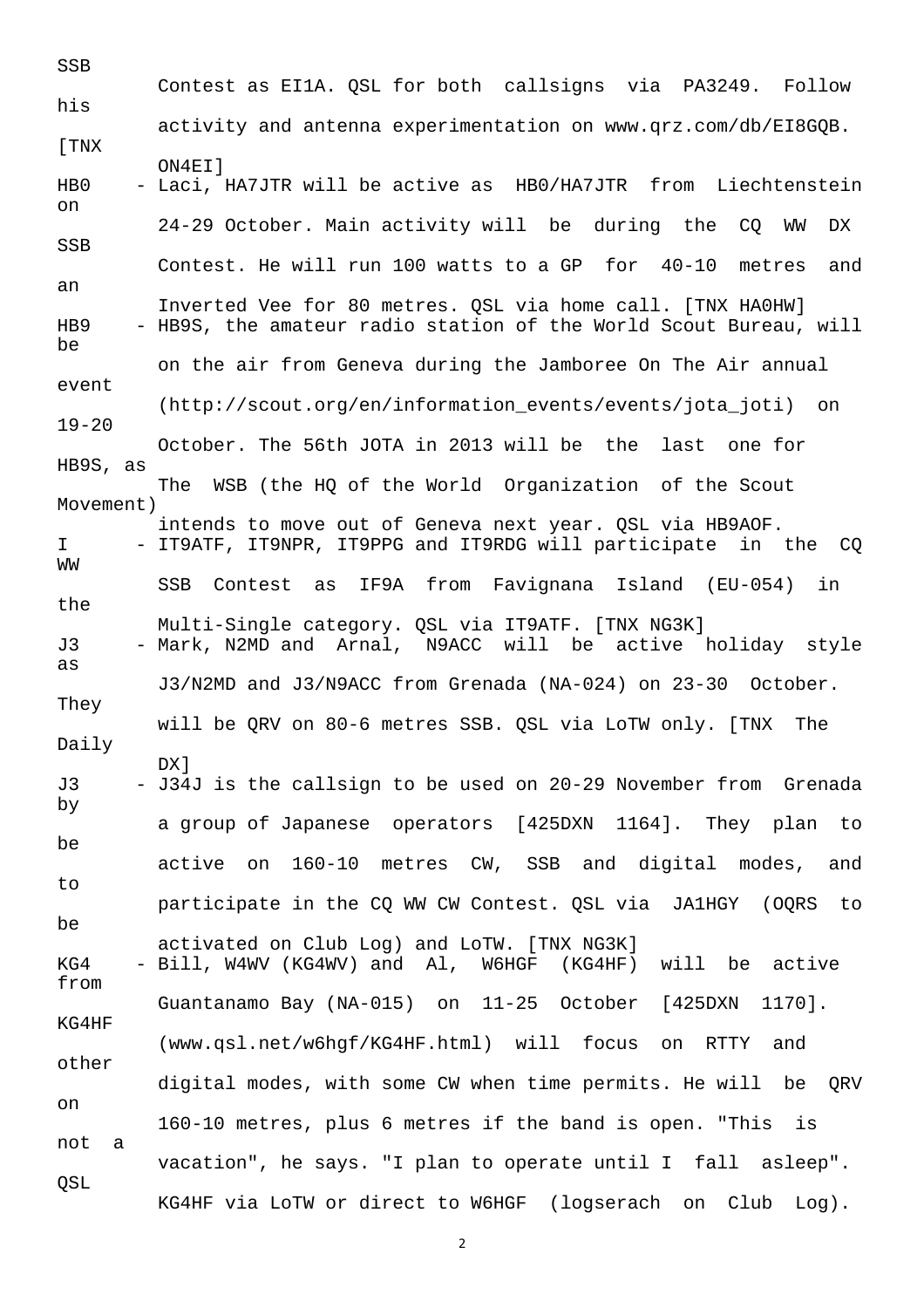SSB Contest as EI1A. QSL for both callsigns via PA3249. Follow his activity and antenna experimentation on www.qrz.com/db/EI8GQB. [TNX ON4EI]

HB0 - Laci, HA7JTR will be active as HB0/HA7JTR from Liechtenstein on 24-29 October. Main activity will be during the CQ WW DX SSB Contest. He will run 100 watts to a GP for 40-10 metres and an Inverted Vee for 80 metres. QSL via home call. [TNX HA0HW]

HB9 - HB9S, the amateur radio station of the World Scout Bureau, will be on the air from Geneva during the Jamboree On The Air annual event (http://scout.org/en/information_events/events/jota_joti) on 19-20 October. The 56th JOTA in 2013 will be the last one for HB9S, as The WSB (the HQ of the World Organization of the Scout Movement) intends to move out of Geneva next year. QSL via HB9AOF.

I - IT9ATF, IT9NPR, IT9PPG and IT9RDG will participate in the CQ WW SSB Contest as IF9A from Favignana Island (EU-054) in the Multi-Single category. QSL via IT9ATF. [TNX NG3K]

J3 - Mark, N2MD and Arnal, N9ACC will be active holiday style as J3/N2MD and J3/N9ACC from Grenada (NA-024) on 23-30 October. They will be QRV on 80-6 metres SSB. QSL via LoTW only. [TNX The Daily DX]

J3 - J34J is the callsign to be used on 20-29 November from Grenada by a group of Japanese operators [425DXN 1164]. They plan to be active on 160-10 metres CW, SSB and digital modes, and to participate in the CQ WW CW Contest. QSL via JA1HGY (OQRS to be activated on Club Log) and LoTW. [TNX NG3K]

KG4 - Bill, W4WV (KG4WV) and Al, W6HGF (KG4HF) will be active from Guantanamo Bay (NA-015) on 11-25 October [425DXN 1170]. KG4HF (www.qsl.net/w6hgf/KG4HF.html) will focus on RTTY and other digital modes, with some CW when time permits. He will be QRV on 160-10 metres, plus 6 metres if the band is open. "This is not a vacation", he says. "I plan to operate until I fall asleep". QSL KG4HF via LoTW or direct to W6HGF (logserach on Club Log).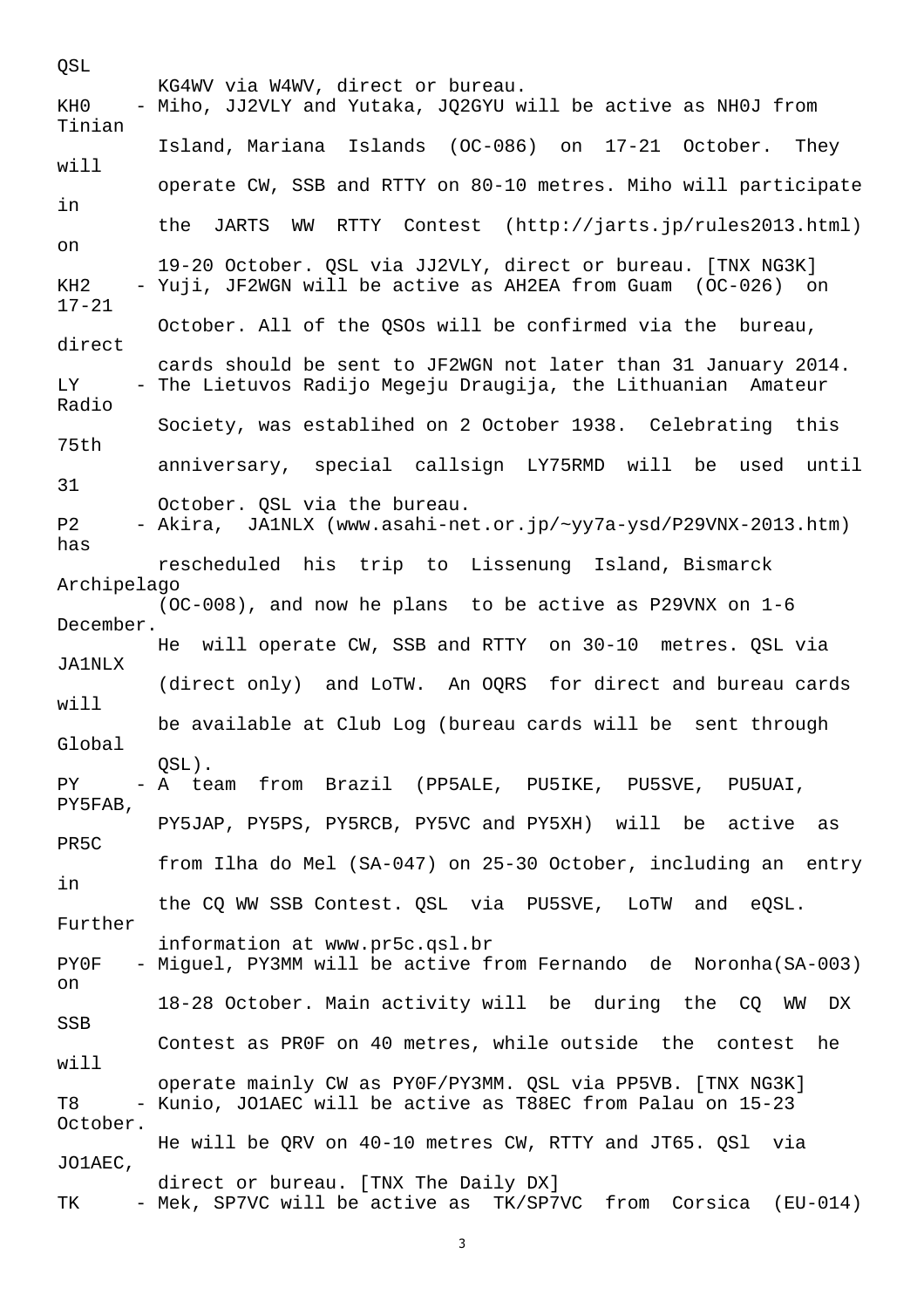QSL KG4WV via W4WV, direct or bureau.

KH0 - Miho, JJ2VLY and Yutaka, JQ2GYU will be active as NH0J from Tinian Island, Mariana Islands (OC-086) on 17-21 October. They will operate CW, SSB and RTTY on 80-10 metres. Miho will participate in the JARTS WW RTTY Contest (http://jarts.jp/rules2013.html) on 19-20 October. QSL via JJ2VLY, direct or bureau. [TNX NG3K]

KH2 - Yuji, JF2WGN will be active as AH2EA from Guam (OC-026) on 17-21 October. All of the QSOs will be confirmed via the bureau, direct cards should be sent to JF2WGN not later than 31 January 2014.

LY - The Lietuvos Radijo Megeju Draugija, the Lithuanian Amateur Radio Society, was establihed on 2 October 1938. Celebrating this 75th anniversary, special callsign LY75RMD will be used until 31 October. QSL via the bureau.

P2 - Akira, JA1NLX (www.asahi-net.or.jp/~yy7a-ysd/P29VNX-2013.htm) has rescheduled his trip to Lissenung Island, Bismarck Archipelago (OC-008), and now he plans to be active as P29VNX on 1-6 December. He will operate CW, SSB and RTTY on 30-10 metres. QSL via JA1NLX (direct only) and LoTW. An OQRS for direct and bureau cards will be available at Club Log (bureau cards will be sent through Global QSL).

PY - A team from Brazil (PP5ALE, PU5IKE, PU5SVE, PU5UAI, PY5FAB, PY5JAP, PY5PS, PY5RCB, PY5VC and PY5XH) will be active as PR5C from Ilha do Mel (SA-047) on 25-30 October, including an entry in the CQ WW SSB Contest. QSL via PU5SVE, LoTW and eQSL. Further information at www.pr5c.qsl.br

PY0F - Miguel, PY3MM will be active from Fernando de Noronha(SA-003) on 18-28 October. Main activity will be during the CQ WW DX SSB Contest as PR0F on 40 metres, while outside the contest he will operate mainly CW as PY0F/PY3MM. QSL via PP5VB. [TNX NG3K]

T8 - Kunio, JO1AEC will be active as T88EC from Palau on 15-23 October. He will be QRV on 40-10 metres CW, RTTY and JT65. QSl via JO1AEC, direct or bureau. [TNX The Daily DX]

TK - Mek, SP7VC will be active as TK/SP7VC from Corsica (EU-014)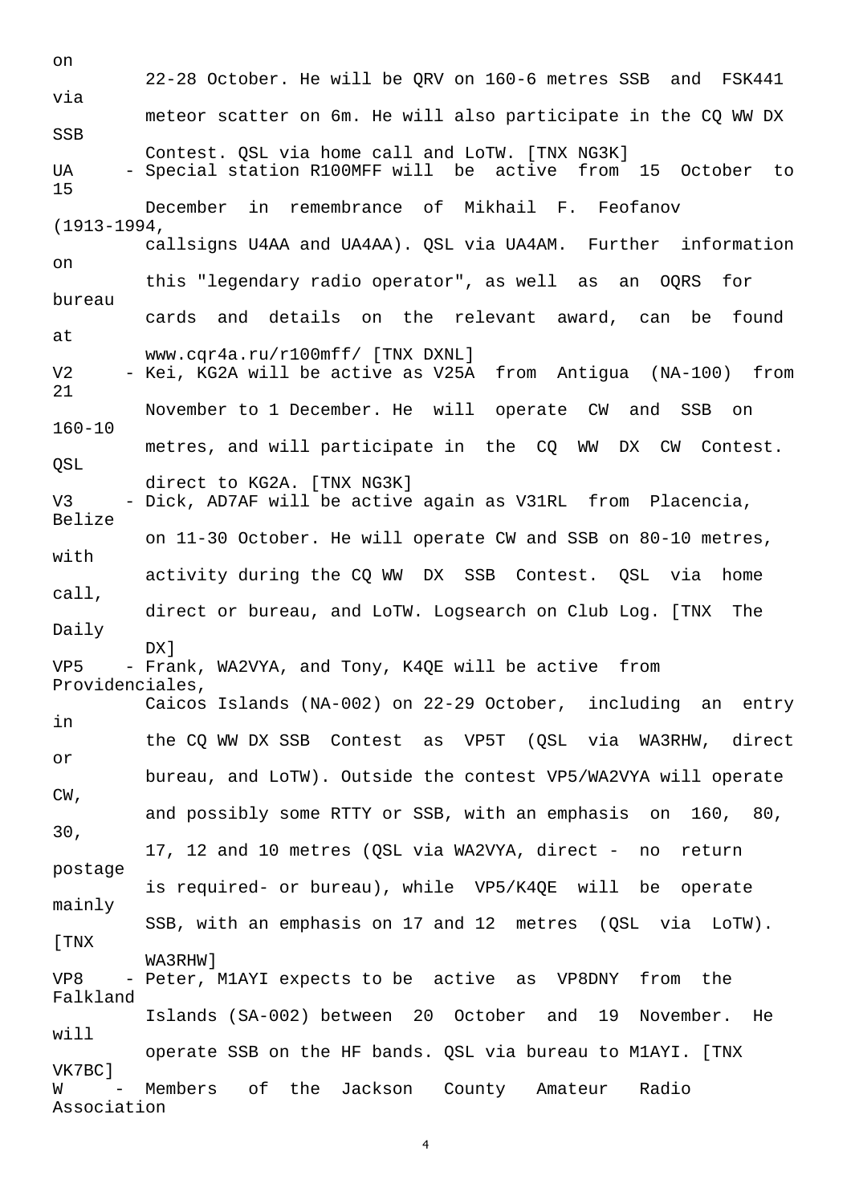on 22-28 October. He will be QRV on 160-6 metres SSB and FSK441 via meteor scatter on 6m. He will also participate in the CQ WW DX SSB Contest. QSL via home call and LoTW. [TNX NG3K]

UA - Special station R100MFF will be active from 15 October to 15 December in remembrance of Mikhail F. Feofanov (1913-1994, callsigns U4AA and UA4AA). QSL via UA4AM. Further information on this "legendary radio operator", as well as an OQRS for bureau cards and details on the relevant award, can be found at www.cqr4a.ru/r100mff/ [TNX DXNL]

V2 - Kei, KG2A will be active as V25A from Antigua (NA-100) from 21 November to 1 December. He will operate CW and SSB on 160-10 metres, and will participate in the CQ WW DX CW Contest. QSL direct to KG2A. [TNX NG3K]

V3 - Dick, AD7AF will be active again as V31RL from Placencia, Belize on 11-30 October. He will operate CW and SSB on 80-10 metres, with activity during the CQ WW DX SSB Contest. QSL via home call, direct or bureau, and LoTW. Logsearch on Club Log. [TNX The Daily DX]

VP5 - Frank, WA2VYA, and Tony, K4QE will be active from Providenciales, Caicos Islands (NA-002) on 22-29 October, including an entry in the CQ WW DX SSB Contest as VP5T (QSL via WA3RHW, direct or bureau, and LoTW). Outside the contest VP5/WA2VYA will operate CW, and possibly some RTTY or SSB, with an emphasis on 160, 80, 30, 17, 12 and 10 metres (QSL via WA2VYA, direct - no return postage is required- or bureau), while VP5/K4QE will be operate mainly SSB, with an emphasis on 17 and 12 metres (QSL via LoTW). [TNX WA3RHW]

VP8 - Peter, M1AYI expects to be active as VP8DNY from the Falkland Islands (SA-002) between 20 October and 19 November. He will operate SSB on the HF bands. QSL via bureau to M1AYI. [TNX VK7BC]

W - Members of the Jackson County Amateur Radio Association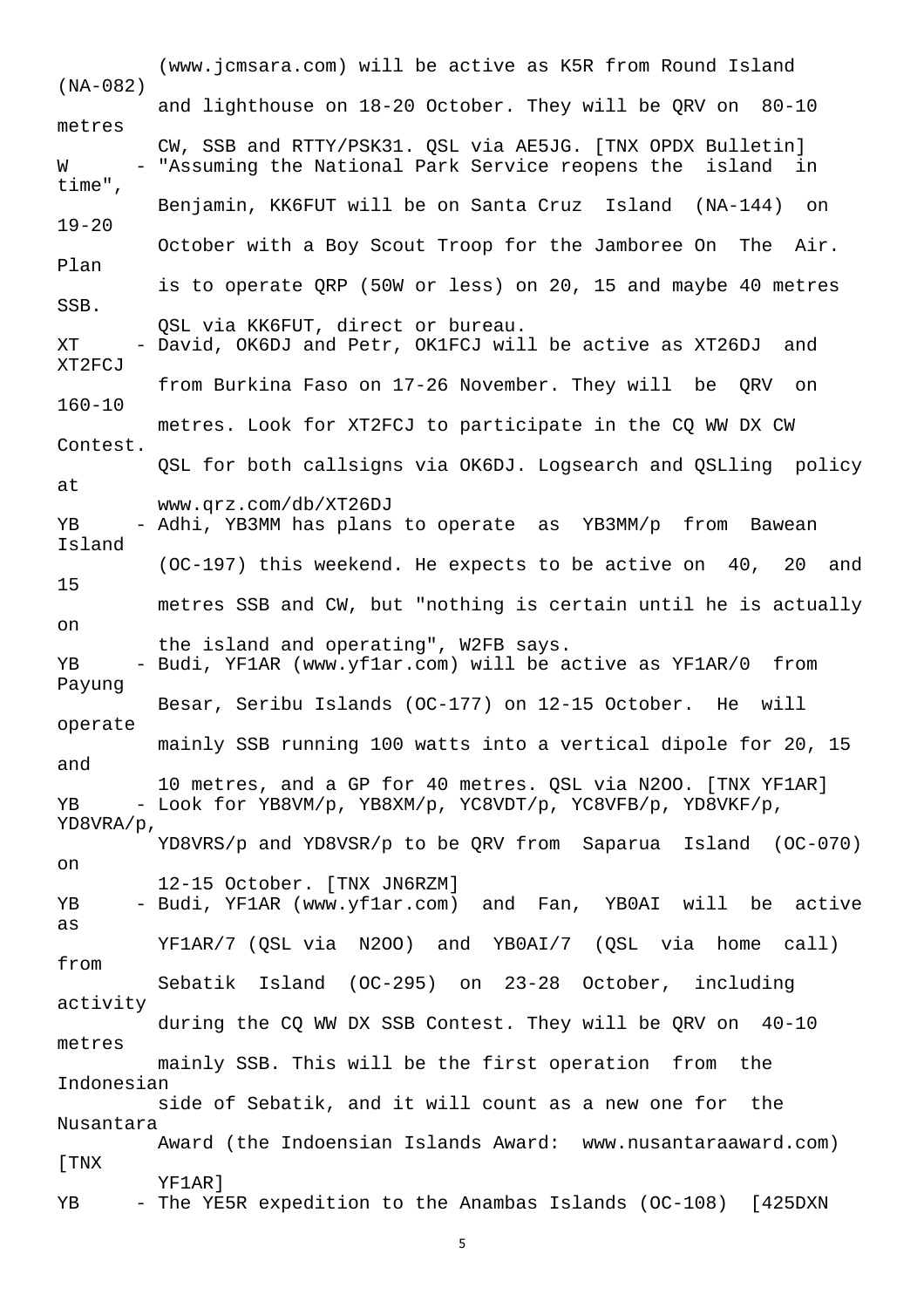(www.jcmsara.com) will be active as K5R from Round Island (NA-082) and lighthouse on 18-20 October. They will be QRV on 80-10 metres CW, SSB and RTTY/PSK31. QSL via AE5JG. [TNX OPDX Bulletin]

W - "Assuming the National Park Service reopens the island in time", Benjamin, KK6FUT will be on Santa Cruz Island (NA-144) on 19-20 October with a Boy Scout Troop for the Jamboree On The Air. Plan is to operate QRP (50W or less) on 20, 15 and maybe 40 metres SSB. QSL via KK6FUT, direct or bureau.

XT - David, OK6DJ and Petr, OK1FCJ will be active as XT26DJ and XT2FCJ from Burkina Faso on 17-26 November. They will be QRV on 160-10 metres. Look for XT2FCJ to participate in the CQ WW DX CW Contest. QSL for both callsigns via OK6DJ. Logsearch and QSLling policy at www.qrz.com/db/XT26DJ

YB - Adhi, YB3MM has plans to operate as YB3MM/p from Bawean Island (OC-197) this weekend. He expects to be active on 40, 20 and 15 metres SSB and CW, but "nothing is certain until he is actually on the island and operating", W2FB says.

YB - Budi, YF1AR (www.yf1ar.com) will be active as YF1AR/0 from Payung Besar, Seribu Islands (OC-177) on 12-15 October. He will operate mainly SSB running 100 watts into a vertical dipole for 20, 15 and 10 metres, and a GP for 40 metres. QSL via N2OO. [TNX YF1AR]

YB - Look for YB8VM/p, YB8XM/p, YC8VDT/p, YC8VFB/p, YD8VKF/p, YD8VRA/p, YD8VRS/p and YD8VSR/p to be QRV from Saparua Island (OC-070) on 12-15 October. [TNX JN6RZM]

YB - Budi, YF1AR (www.yf1ar.com) and Fan, YB0AI will be active as YF1AR/7 (QSL via N2OO) and YB0AI/7 (QSL via home call) from Sebatik Island (OC-295) on 23-28 October, including activity during the CQ WW DX SSB Contest. They will be QRV on 40-10 metres mainly SSB. This will be the first operation from the Indonesian side of Sebatik, and it will count as a new one for the Nusantara Award (the Indoensian Islands Award: www.nusantaraaward.com) [TNX YF1AR]

YB - The YE5R expedition to the Anambas Islands (OC-108) [425DXN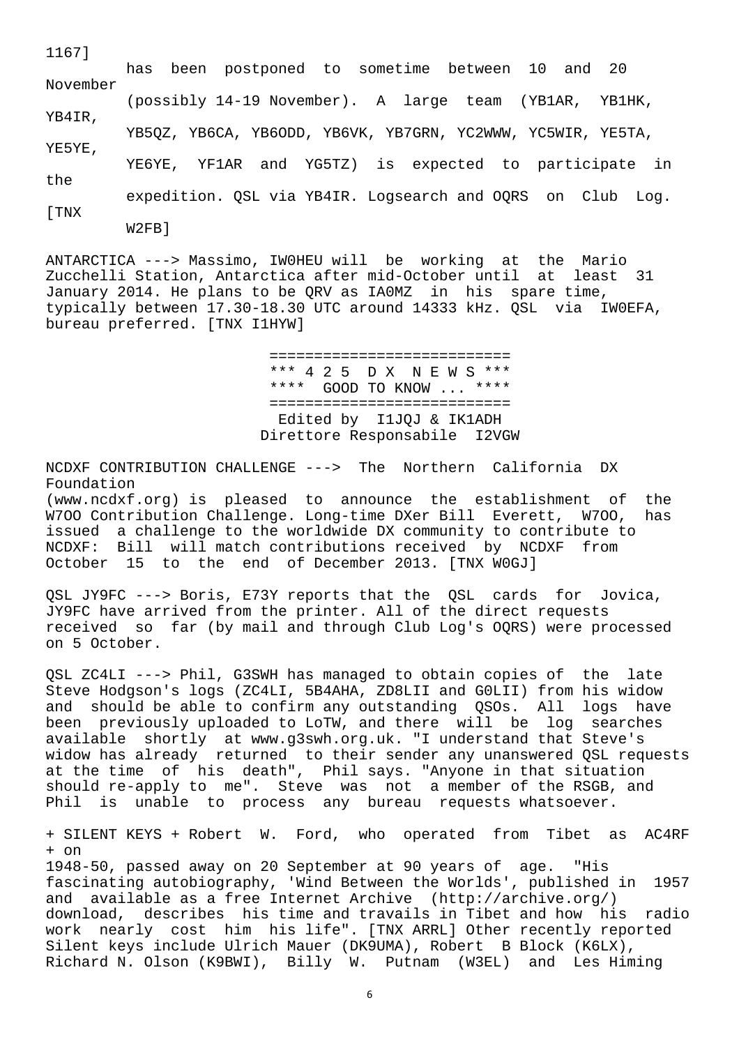1167] has been postponed to sometime between 10 and 20 November (possibly 14-19 November). A large team (YB1AR, YB1HK, YB4IR, YB5QZ, YB6CA, YB6ODD, YB6VK, YB7GRN, YC2WWW, YC5WIR, YE5TA, YE5YE, YE6YE, YF1AR and YG5TZ) is expected to participate in the expedition. QSL via YB4IR. Logsearch and OQRS on Club Log. [TNX W2FB]

ANTARCTICA ---> Massimo, IW0HEU will be working at the Mario Zucchelli Station, Antarctica after mid-October until at least 31 January 2014. He plans to be QRV as IA0MZ in his spare time, typically between 17.30-18.30 UTC around 14333 kHz. QSL via IW0EFA, bureau preferred. [TNX I1HYW]

```
 ==========================
 *** 4 2 5  D X  N E W S ***
 ****  GOOD TO KNOW ... ****
 ==========================
  Edited by  I1JQJ & IK1ADH
Direttore Responsabile  I2VGW
```

NCDXF CONTRIBUTION CHALLENGE ---> The Northern California DX Foundation (www.ncdxf.org) is pleased to announce the establishment of the W7OO Contribution Challenge. Long-time DXer Bill Everett, W7OO, has issued a challenge to the worldwide DX community to contribute to NCDXF: Bill will match contributions received by NCDXF from October 15 to the end of December 2013. [TNX W0GJ]

QSL JY9FC ---> Boris, E73Y reports that the QSL cards for Jovica, JY9FC have arrived from the printer. All of the direct requests received so far (by mail and through Club Log's OQRS) were processed on 5 October.

QSL ZC4LI ---> Phil, G3SWH has managed to obtain copies of the late Steve Hodgson's logs (ZC4LI, 5B4AHA, ZD8LII and G0LII) from his widow and should be able to confirm any outstanding QSOs. All logs have been previously uploaded to LoTW, and there will be log searches available shortly at www.g3swh.org.uk. "I understand that Steve's widow has already returned to their sender any unanswered QSL requests at the time of his death", Phil says. "Anyone in that situation should re-apply to me". Steve was not a member of the RSGB, and Phil is unable to process any bureau requests whatsoever.

+ SILENT KEYS + Robert W. Ford, who operated from Tibet as AC4RF + on 1948-50, passed away on 20 September at 90 years of age. "His fascinating autobiography, 'Wind Between the Worlds', published in 1957 and available as a free Internet Archive (http://archive.org/) download, describes his time and travails in Tibet and how his radio work nearly cost him his life". [TNX ARRL] Other recently reported Silent keys include Ulrich Mauer (DK9UMA), Robert B Block (K6LX), Richard N. Olson (K9BWI), Billy W. Putnam (W3EL) and Les Himing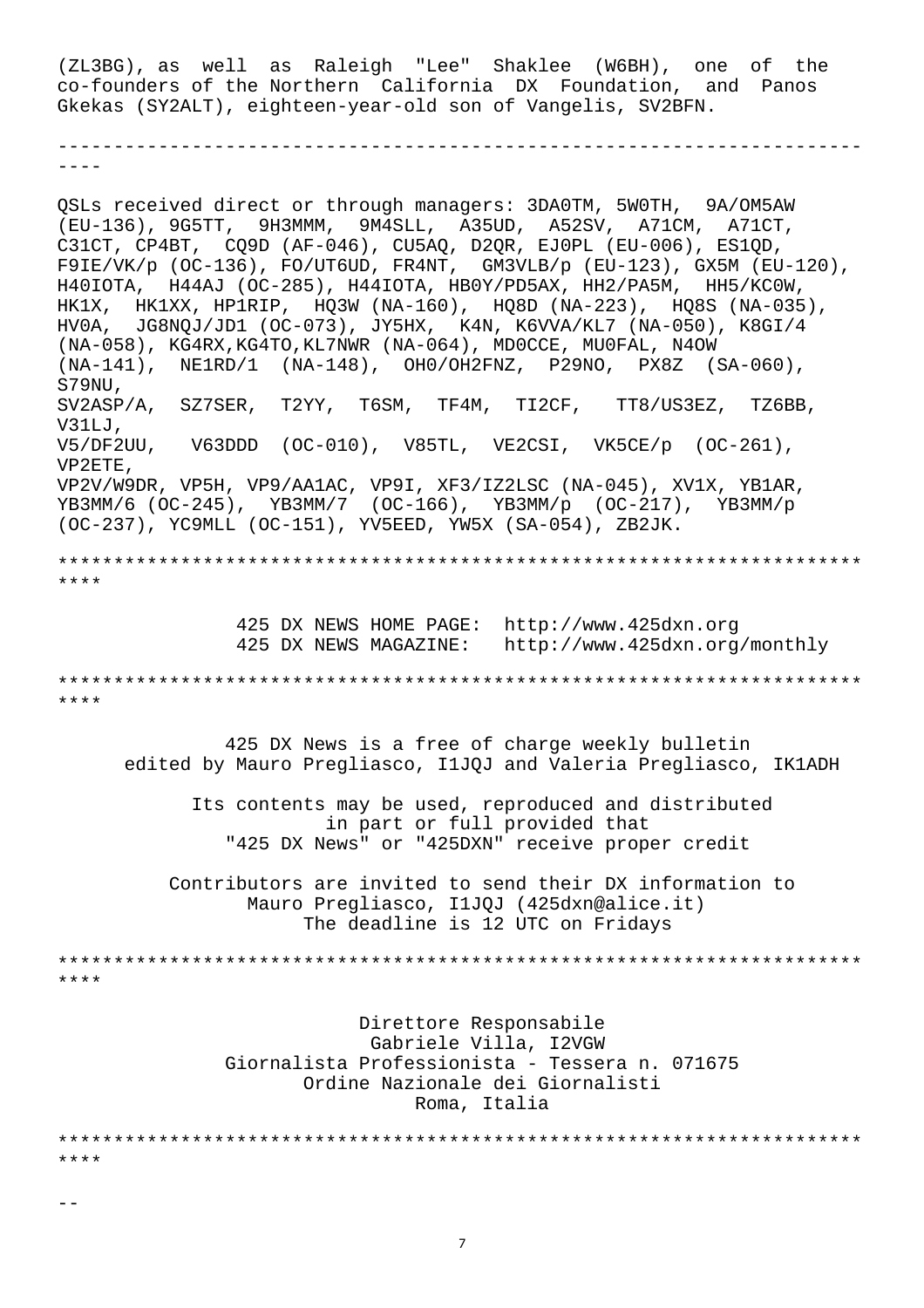(ZL3BG), as well as Raleigh "Lee" Shaklee (W6BH), one of the co-founders of the Northern California DX Foundation, and Panos Gkekas (SY2ALT), eighteen-year-old son of Vangelis, SV2BFN.

---

QSLs received direct or through managers: 3DA0TM, 5W0TH, 9A/OM5AW (EU-136), 9G5TT, 9H3MMM, 9M4SLL, A35UD, A52SV, A71CM, A71CT, C31CT, CP4BT, CQ9D (AF-046), CU5AQ, D2QR, EJ0PL (EU-006), ES1QD, F9IE/VK/p (OC-136), FO/UT6UD, FR4NT, GM3VLB/p (EU-123), GX5M (EU-120), H40IOTA, H44AJ (OC-285), H44IOTA, HB0Y/PD5AX, HH2/PA5M, HH5/KC0W, HK1X, HK1XX, HP1RIP, HQ3W (NA-160), HQ8D (NA-223), HQ8S (NA-035), HV0A, JG8NQJ/JD1 (OC-073), JY5HX, K4N, K6VVA/KL7 (NA-050), K8GI/4 (NA-058), KG4RX,KG4TO,KL7NWR (NA-064), MD0CCE, MU0FAL, N4OW (NA-141), NE1RD/1 (NA-148), OH0/OH2FNZ, P29NO, PX8Z (SA-060), S79NU,
SV2ASP/A, SZ7SER, T2YY, T6SM, TF4M, TI2CF, TT8/US3EZ, TZ6BB, V31LJ,
V5/DF2UU, V63DDD (OC-010), V85TL, VE2CSI, VK5CE/p (OC-261), VP2ETE,
VP2V/W9DR, VP5H, VP9/AA1AC, VP9I, XF3/IZ2LSC (NA-045), XV1X, YB1AR, YB3MM/6 (OC-245), YB3MM/7 (OC-166), YB3MM/p (OC-217), YB3MM/p (OC-237), YC9MLL (OC-151), YV5EED, YW5X (SA-054), ZB2JK.

****************************************************************************

425 DX NEWS HOME PAGE: http://www.425dxn.org
425 DX NEWS MAGAZINE: http://www.425dxn.org/monthly

****************************************************************************

425 DX News is a free of charge weekly bulletin
edited by Mauro Pregliasco, I1JQJ and Valeria Pregliasco, IK1ADH

Its contents may be used, reproduced and distributed
in part or full provided that
"425 DX News" or "425DXN" receive proper credit

Contributors are invited to send their DX information to
Mauro Pregliasco, I1JQJ (425dxn@alice.it)
The deadline is 12 UTC on Fridays

****************************************************************************

Direttore Responsabile
Gabriele Villa, I2VGW
Giornalista Professionista - Tessera n. 071675
Ordine Nazionale dei Giornalisti
Roma, Italia

****************************************************************************

--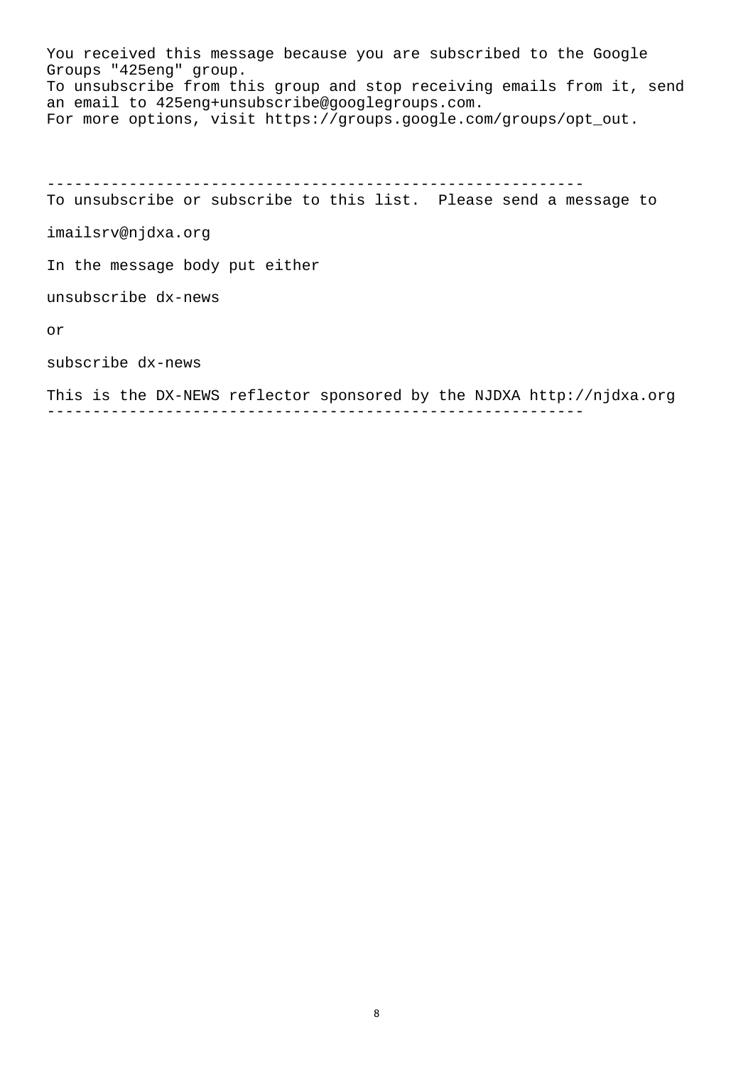You received this message because you are subscribed to the Google Groups "425eng" group.
To unsubscribe from this group and stop receiving emails from it, send an email to 425eng+unsubscribe@googlegroups.com.
For more options, visit https://groups.google.com/groups/opt_out.

------------------------------------------------------------
To unsubscribe or subscribe to this list.  Please send a message to

imailsrv@njdxa.org

In the message body put either

unsubscribe dx-news

or

subscribe dx-news

This is the DX-NEWS reflector sponsored by the NJDXA http://njdxa.org
------------------------------------------------------------